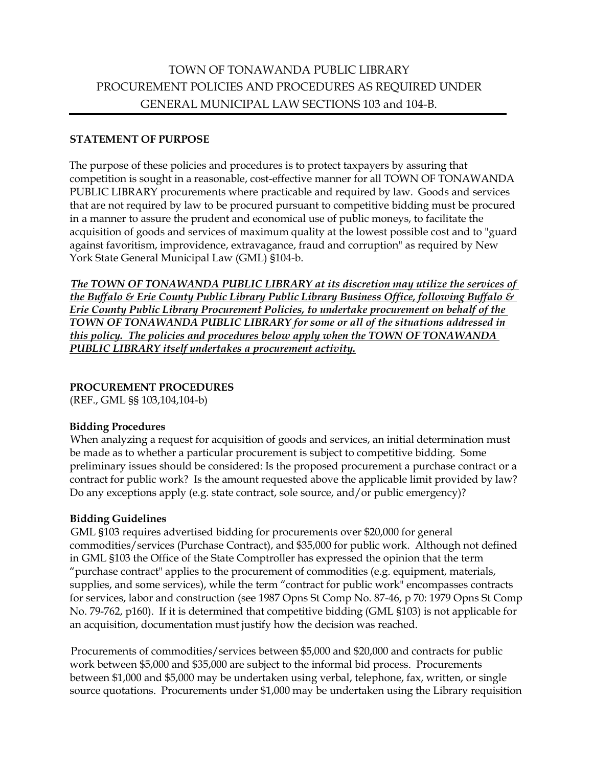# TOWN OF TONAWANDA PUBLIC LIBRARY PROCUREMENT POLICIES AND PROCEDURES AS REQUIRED UNDER GENERAL MUNICIPAL LAW SECTIONS 103 and 104-B.

**STATEMENT OF PURPOSE**

The purpose of these policies and procedures is to protect taxpayers by assuring that competition is sought in a reasonable, cost-effective manner for all TOWN OF TONAWANDA PUBLIC LIBRARY procurements where practicable and required by law. Goods and services that are not required by law to be procured pursuant to competitive bidding must be procured in a manner to assure the prudent and economical use of public moneys, to facilitate the acquisition of goods and services of maximum quality at the lowest possible cost and to "guard against favoritism, improvidence, extravagance, fraud and corruption" as required by New York State General Municipal Law (GML) §104-b.

***The TOWN OF TONAWANDA PUBLIC LIBRARY at its discretion may utilize the services of the Buffalo & Erie County Public Library Public Library Business Office, following Buffalo & Erie County Public Library Procurement Policies, to undertake procurement on behalf of the TOWN OF TONAWANDA PUBLIC LIBRARY for some or all of the situations addressed in this policy. The policies and procedures below apply when the TOWN OF TONAWANDA PUBLIC LIBRARY itself undertakes a procurement activity.***

**PROCUREMENT PROCEDURES**
(REF., GML §§ 103,104,104-b)

**Bidding Procedures**
When analyzing a request for acquisition of goods and services, an initial determination must be made as to whether a particular procurement is subject to competitive bidding. Some preliminary issues should be considered: Is the proposed procurement a purchase contract or a contract for public work? Is the amount requested above the applicable limit provided by law? Do any exceptions apply (e.g. state contract, sole source, and/or public emergency)?

**Bidding Guidelines**
GML §103 requires advertised bidding for procurements over $20,000 for general commodities/services (Purchase Contract), and $35,000 for public work. Although not defined in GML §103 the Office of the State Comptroller has expressed the opinion that the term "purchase contract" applies to the procurement of commodities (e.g. equipment, materials, supplies, and some services), while the term "contract for public work" encompasses contracts for services, labor and construction (see 1987 Opns St Comp No. 87-46, p 70: 1979 Opns St Comp No. 79-762, p160). If it is determined that competitive bidding (GML §103) is not applicable for an acquisition, documentation must justify how the decision was reached.

Procurements of commodities/services between $5,000 and $20,000 and contracts for public work between $5,000 and $35,000 are subject to the informal bid process. Procurements between $1,000 and $5,000 may be undertaken using verbal, telephone, fax, written, or single source quotations. Procurements under $1,000 may be undertaken using the Library requisition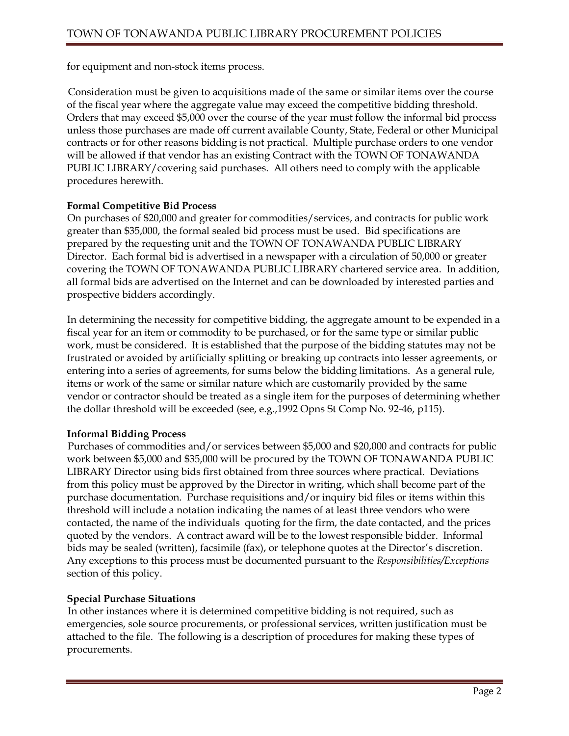for equipment and non-stock items process.

Consideration must be given to acquisitions made of the same or similar items over the course of the fiscal year where the aggregate value may exceed the competitive bidding threshold. Orders that may exceed $5,000 over the course of the year must follow the informal bid process unless those purchases are made off current available County, State, Federal or other Municipal contracts or for other reasons bidding is not practical. Multiple purchase orders to one vendor will be allowed if that vendor has an existing Contract with the TOWN OF TONAWANDA PUBLIC LIBRARY/covering said purchases. All others need to comply with the applicable procedures herewith.

**Formal Competitive Bid Process**

On purchases of $20,000 and greater for commodities/services, and contracts for public work greater than $35,000, the formal sealed bid process must be used. Bid specifications are prepared by the requesting unit and the TOWN OF TONAWANDA PUBLIC LIBRARY Director. Each formal bid is advertised in a newspaper with a circulation of 50,000 or greater covering the TOWN OF TONAWANDA PUBLIC LIBRARY chartered service area. In addition, all formal bids are advertised on the Internet and can be downloaded by interested parties and prospective bidders accordingly.

In determining the necessity for competitive bidding, the aggregate amount to be expended in a fiscal year for an item or commodity to be purchased, or for the same type or similar public work, must be considered. It is established that the purpose of the bidding statutes may not be frustrated or avoided by artificially splitting or breaking up contracts into lesser agreements, or entering into a series of agreements, for sums below the bidding limitations. As a general rule, items or work of the same or similar nature which are customarily provided by the same vendor or contractor should be treated as a single item for the purposes of determining whether the dollar threshold will be exceeded (see, e.g.,1992 Opns St Comp No. 92-46, p115).

**Informal Bidding Process**

Purchases of commodities and/or services between $5,000 and $20,000 and contracts for public work between $5,000 and $35,000 will be procured by the TOWN OF TONAWANDA PUBLIC LIBRARY Director using bids first obtained from three sources where practical. Deviations from this policy must be approved by the Director in writing, which shall become part of the purchase documentation. Purchase requisitions and/or inquiry bid files or items within this threshold will include a notation indicating the names of at least three vendors who were contacted, the name of the individuals quoting for the firm, the date contacted, and the prices quoted by the vendors. A contract award will be to the lowest responsible bidder. Informal bids may be sealed (written), facsimile (fax), or telephone quotes at the Director's discretion. Any exceptions to this process must be documented pursuant to the *Responsibilities/Exceptions* section of this policy.

**Special Purchase Situations**

In other instances where it is determined competitive bidding is not required, such as emergencies, sole source procurements, or professional services, written justification must be attached to the file. The following is a description of procedures for making these types of procurements.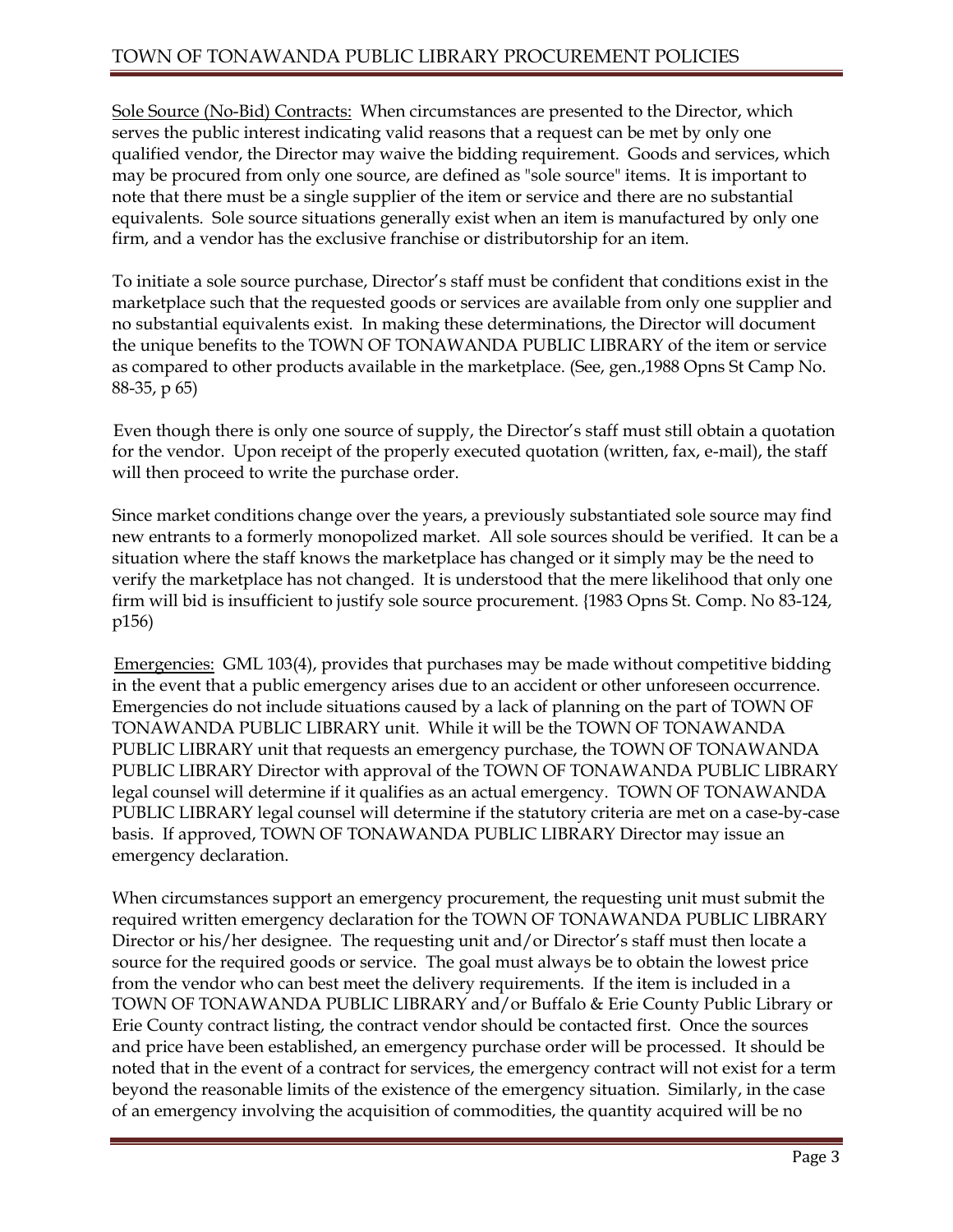<u>Sole Source (No-Bid) Contracts:</u> When circumstances are presented to the Director, which serves the public interest indicating valid reasons that a request can be met by only one qualified vendor, the Director may waive the bidding requirement. Goods and services, which may be procured from only one source, are defined as "sole source" items. It is important to note that there must be a single supplier of the item or service and there are no substantial equivalents. Sole source situations generally exist when an item is manufactured by only one firm, and a vendor has the exclusive franchise or distributorship for an item.

To initiate a sole source purchase, Director's staff must be confident that conditions exist in the marketplace such that the requested goods or services are available from only one supplier and no substantial equivalents exist. In making these determinations, the Director will document the unique benefits to the TOWN OF TONAWANDA PUBLIC LIBRARY of the item or service as compared to other products available in the marketplace. (See, gen.,1988 Opns St Camp No. 88-35, p 65)

Even though there is only one source of supply, the Director's staff must still obtain a quotation for the vendor. Upon receipt of the properly executed quotation (written, fax, e-mail), the staff will then proceed to write the purchase order.

Since market conditions change over the years, a previously substantiated sole source may find new entrants to a formerly monopolized market. All sole sources should be verified. It can be a situation where the staff knows the marketplace has changed or it simply may be the need to verify the marketplace has not changed. It is understood that the mere likelihood that only one firm will bid is insufficient to justify sole source procurement. {1983 Opns St. Comp. No 83-124, p156)

<u>Emergencies:</u> GML 103(4), provides that purchases may be made without competitive bidding in the event that a public emergency arises due to an accident or other unforeseen occurrence. Emergencies do not include situations caused by a lack of planning on the part of TOWN OF TONAWANDA PUBLIC LIBRARY unit. While it will be the TOWN OF TONAWANDA PUBLIC LIBRARY unit that requests an emergency purchase, the TOWN OF TONAWANDA PUBLIC LIBRARY Director with approval of the TOWN OF TONAWANDA PUBLIC LIBRARY legal counsel will determine if it qualifies as an actual emergency. TOWN OF TONAWANDA PUBLIC LIBRARY legal counsel will determine if the statutory criteria are met on a case-by-case basis. If approved, TOWN OF TONAWANDA PUBLIC LIBRARY Director may issue an emergency declaration.

When circumstances support an emergency procurement, the requesting unit must submit the required written emergency declaration for the TOWN OF TONAWANDA PUBLIC LIBRARY Director or his/her designee. The requesting unit and/or Director's staff must then locate a source for the required goods or service. The goal must always be to obtain the lowest price from the vendor who can best meet the delivery requirements. If the item is included in a TOWN OF TONAWANDA PUBLIC LIBRARY and/or Buffalo & Erie County Public Library or Erie County contract listing, the contract vendor should be contacted first. Once the sources and price have been established, an emergency purchase order will be processed. It should be noted that in the event of a contract for services, the emergency contract will not exist for a term beyond the reasonable limits of the existence of the emergency situation. Similarly, in the case of an emergency involving the acquisition of commodities, the quantity acquired will be no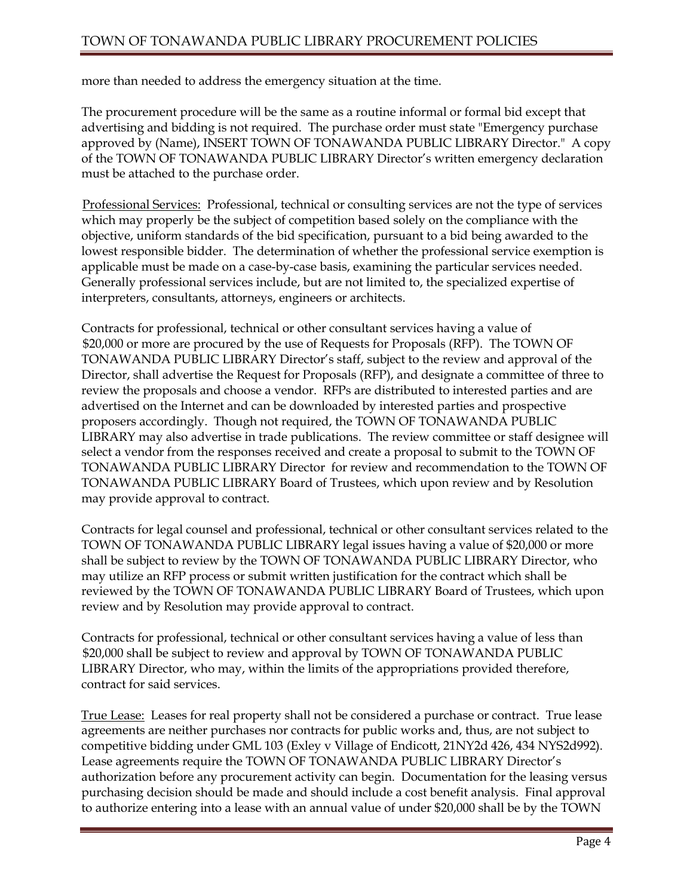more than needed to address the emergency situation at the time.

The procurement procedure will be the same as a routine informal or formal bid except that advertising and bidding is not required. The purchase order must state "Emergency purchase approved by (Name), INSERT TOWN OF TONAWANDA PUBLIC LIBRARY Director." A copy of the TOWN OF TONAWANDA PUBLIC LIBRARY Director's written emergency declaration must be attached to the purchase order.

Professional Services: Professional, technical or consulting services are not the type of services which may properly be the subject of competition based solely on the compliance with the objective, uniform standards of the bid specification, pursuant to a bid being awarded to the lowest responsible bidder. The determination of whether the professional service exemption is applicable must be made on a case-by-case basis, examining the particular services needed. Generally professional services include, but are not limited to, the specialized expertise of interpreters, consultants, attorneys, engineers or architects.

Contracts for professional, technical or other consultant services having a value of $20,000 or more are procured by the use of Requests for Proposals (RFP). The TOWN OF TONAWANDA PUBLIC LIBRARY Director's staff, subject to the review and approval of the Director, shall advertise the Request for Proposals (RFP), and designate a committee of three to review the proposals and choose a vendor. RFPs are distributed to interested parties and are advertised on the Internet and can be downloaded by interested parties and prospective proposers accordingly. Though not required, the TOWN OF TONAWANDA PUBLIC LIBRARY may also advertise in trade publications. The review committee or staff designee will select a vendor from the responses received and create a proposal to submit to the TOWN OF TONAWANDA PUBLIC LIBRARY Director for review and recommendation to the TOWN OF TONAWANDA PUBLIC LIBRARY Board of Trustees, which upon review and by Resolution may provide approval to contract.

Contracts for legal counsel and professional, technical or other consultant services related to the TOWN OF TONAWANDA PUBLIC LIBRARY legal issues having a value of $20,000 or more shall be subject to review by the TOWN OF TONAWANDA PUBLIC LIBRARY Director, who may utilize an RFP process or submit written justification for the contract which shall be reviewed by the TOWN OF TONAWANDA PUBLIC LIBRARY Board of Trustees, which upon review and by Resolution may provide approval to contract.

Contracts for professional, technical or other consultant services having a value of less than $20,000 shall be subject to review and approval by TOWN OF TONAWANDA PUBLIC LIBRARY Director, who may, within the limits of the appropriations provided therefore, contract for said services.

True Lease: Leases for real property shall not be considered a purchase or contract. True lease agreements are neither purchases nor contracts for public works and, thus, are not subject to competitive bidding under GML 103 (Exley v Village of Endicott, 21NY2d 426, 434 NYS2d992). Lease agreements require the TOWN OF TONAWANDA PUBLIC LIBRARY Director's authorization before any procurement activity can begin. Documentation for the leasing versus purchasing decision should be made and should include a cost benefit analysis. Final approval to authorize entering into a lease with an annual value of under $20,000 shall be by the TOWN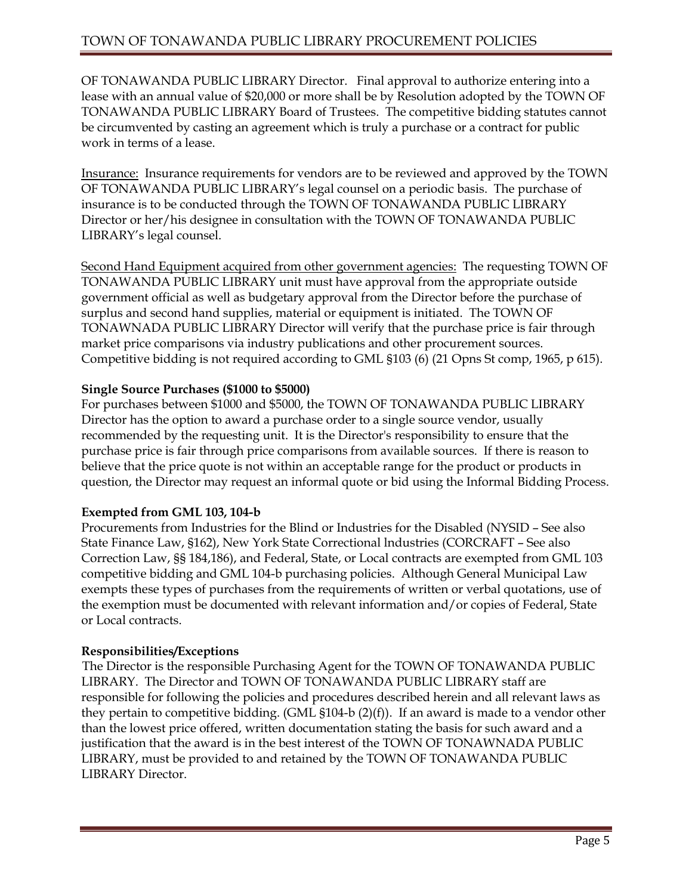OF TONAWANDA PUBLIC LIBRARY Director. Final approval to authorize entering into a lease with an annual value of $20,000 or more shall be by Resolution adopted by the TOWN OF TONAWANDA PUBLIC LIBRARY Board of Trustees. The competitive bidding statutes cannot be circumvented by casting an agreement which is truly a purchase or a contract for public work in terms of a lease.

Insurance: Insurance requirements for vendors are to be reviewed and approved by the TOWN OF TONAWANDA PUBLIC LIBRARY's legal counsel on a periodic basis. The purchase of insurance is to be conducted through the TOWN OF TONAWANDA PUBLIC LIBRARY Director or her/his designee in consultation with the TOWN OF TONAWANDA PUBLIC LIBRARY's legal counsel.

Second Hand Equipment acquired from other government agencies: The requesting TOWN OF TONAWANDA PUBLIC LIBRARY unit must have approval from the appropriate outside government official as well as budgetary approval from the Director before the purchase of surplus and second hand supplies, material or equipment is initiated. The TOWN OF TONAWNADA PUBLIC LIBRARY Director will verify that the purchase price is fair through market price comparisons via industry publications and other procurement sources. Competitive bidding is not required according to GML §103 (6) (21 Opns St comp, 1965, p 615).

**Single Source Purchases ($1000 to $5000)**

For purchases between $1000 and $5000, the TOWN OF TONAWANDA PUBLIC LIBRARY Director has the option to award a purchase order to a single source vendor, usually recommended by the requesting unit. It is the Director's responsibility to ensure that the purchase price is fair through price comparisons from available sources. If there is reason to believe that the price quote is not within an acceptable range for the product or products in question, the Director may request an informal quote or bid using the Informal Bidding Process.

**Exempted from GML 103, 104-b**

Procurements from Industries for the Blind or Industries for the Disabled (NYSID – See also State Finance Law, §162), New York State Correctional lndustries (CORCRAFT – See also Correction Law, §§ 184,186), and Federal, State, or Local contracts are exempted from GML 103 competitive bidding and GML 104-b purchasing policies. Although General Municipal Law exempts these types of purchases from the requirements of written or verbal quotations, use of the exemption must be documented with relevant information and/or copies of Federal, State or Local contracts.

**Responsibilities/Exceptions**

The Director is the responsible Purchasing Agent for the TOWN OF TONAWANDA PUBLIC LIBRARY. The Director and TOWN OF TONAWANDA PUBLIC LIBRARY staff are responsible for following the policies and procedures described herein and all relevant laws as they pertain to competitive bidding. (GML §104-b (2)(f)). If an award is made to a vendor other than the lowest price offered, written documentation stating the basis for such award and a justification that the award is in the best interest of the TOWN OF TONAWNADA PUBLIC LIBRARY, must be provided to and retained by the TOWN OF TONAWANDA PUBLIC LIBRARY Director.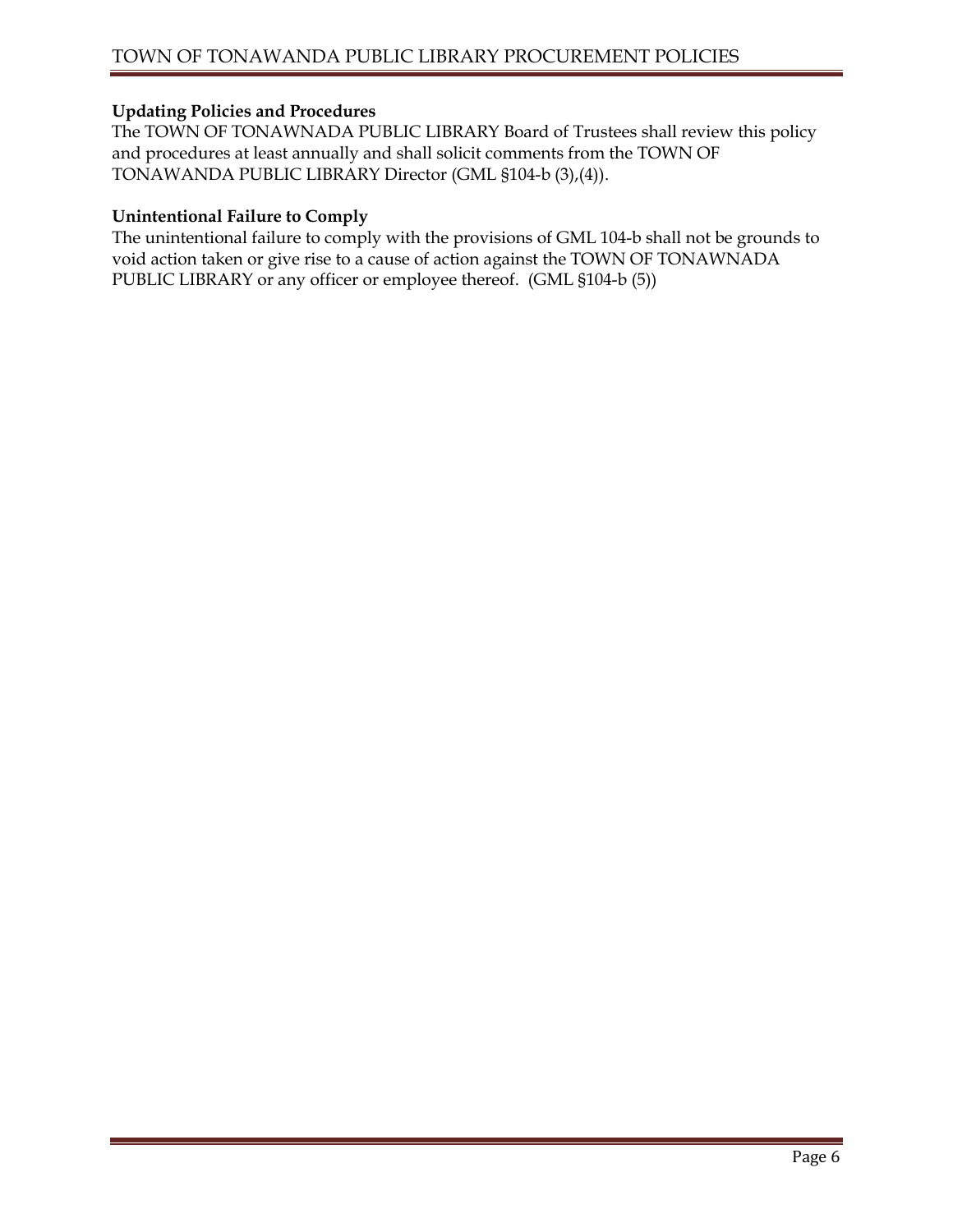**Updating Policies and Procedures**

The TOWN OF TONAWNADA PUBLIC LIBRARY Board of Trustees shall review this policy and procedures at least annually and shall solicit comments from the TOWN OF TONAWANDA PUBLIC LIBRARY Director (GML §104-b (3),(4)).

**Unintentional Failure to Comply**

The unintentional failure to comply with the provisions of GML 104-b shall not be grounds to void action taken or give rise to a cause of action against the TOWN OF TONAWNADA PUBLIC LIBRARY or any officer or employee thereof. (GML §104-b (5))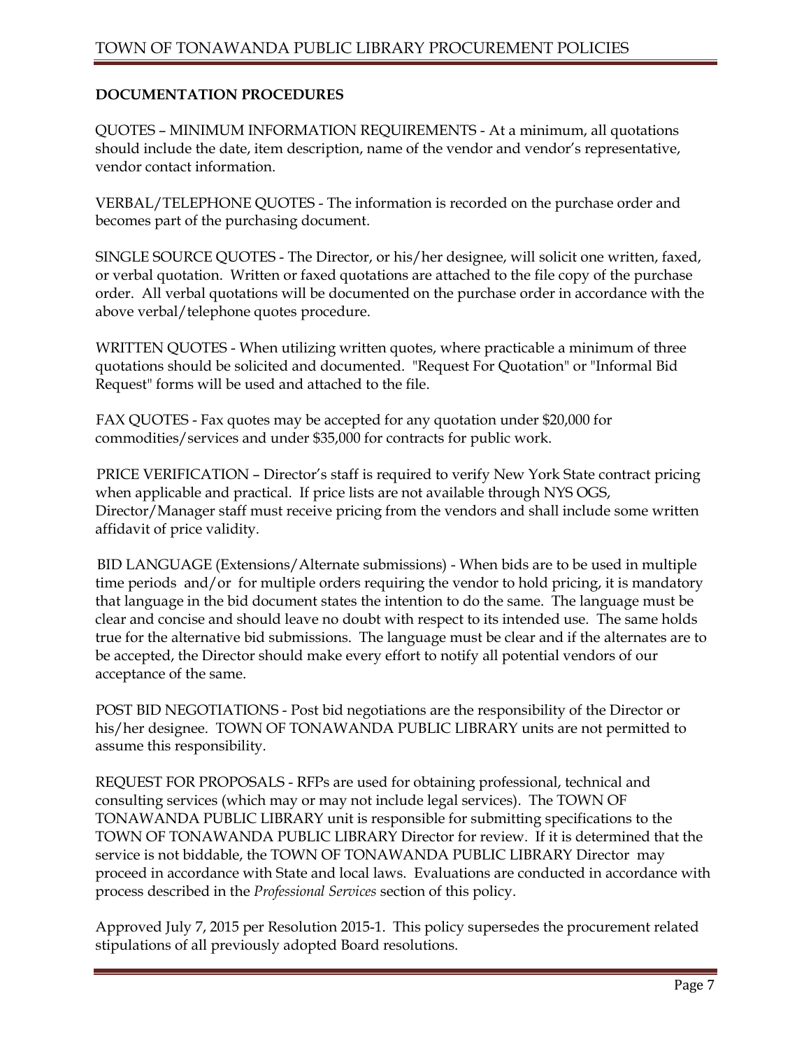**DOCUMENTATION PROCEDURES**

QUOTES – MINIMUM INFORMATION REQUIREMENTS - At a minimum, all quotations should include the date, item description, name of the vendor and vendor's representative, vendor contact information.

VERBAL/TELEPHONE QUOTES - The information is recorded on the purchase order and becomes part of the purchasing document.

SINGLE SOURCE QUOTES - The Director, or his/her designee, will solicit one written, faxed, or verbal quotation. Written or faxed quotations are attached to the file copy of the purchase order. All verbal quotations will be documented on the purchase order in accordance with the above verbal/telephone quotes procedure.

WRITTEN QUOTES - When utilizing written quotes, where practicable a minimum of three quotations should be solicited and documented. "Request For Quotation" or "Informal Bid Request" forms will be used and attached to the file.

FAX QUOTES - Fax quotes may be accepted for any quotation under $20,000 for commodities/services and under $35,000 for contracts for public work.

PRICE VERIFICATION – Director's staff is required to verify New York State contract pricing when applicable and practical. If price lists are not available through NYS OGS, Director/Manager staff must receive pricing from the vendors and shall include some written affidavit of price validity.

BID LANGUAGE (Extensions/Alternate submissions) - When bids are to be used in multiple time periods and/or for multiple orders requiring the vendor to hold pricing, it is mandatory that language in the bid document states the intention to do the same. The language must be clear and concise and should leave no doubt with respect to its intended use. The same holds true for the alternative bid submissions. The language must be clear and if the alternates are to be accepted, the Director should make every effort to notify all potential vendors of our acceptance of the same.

POST BID NEGOTIATIONS - Post bid negotiations are the responsibility of the Director or his/her designee. TOWN OF TONAWANDA PUBLIC LIBRARY units are not permitted to assume this responsibility.

REQUEST FOR PROPOSALS - RFPs are used for obtaining professional, technical and consulting services (which may or may not include legal services). The TOWN OF TONAWANDA PUBLIC LIBRARY unit is responsible for submitting specifications to the TOWN OF TONAWANDA PUBLIC LIBRARY Director for review. If it is determined that the service is not biddable, the TOWN OF TONAWANDA PUBLIC LIBRARY Director may proceed in accordance with State and local laws. Evaluations are conducted in accordance with process described in the *Professional Services* section of this policy.

Approved July 7, 2015 per Resolution 2015-1. This policy supersedes the procurement related stipulations of all previously adopted Board resolutions.